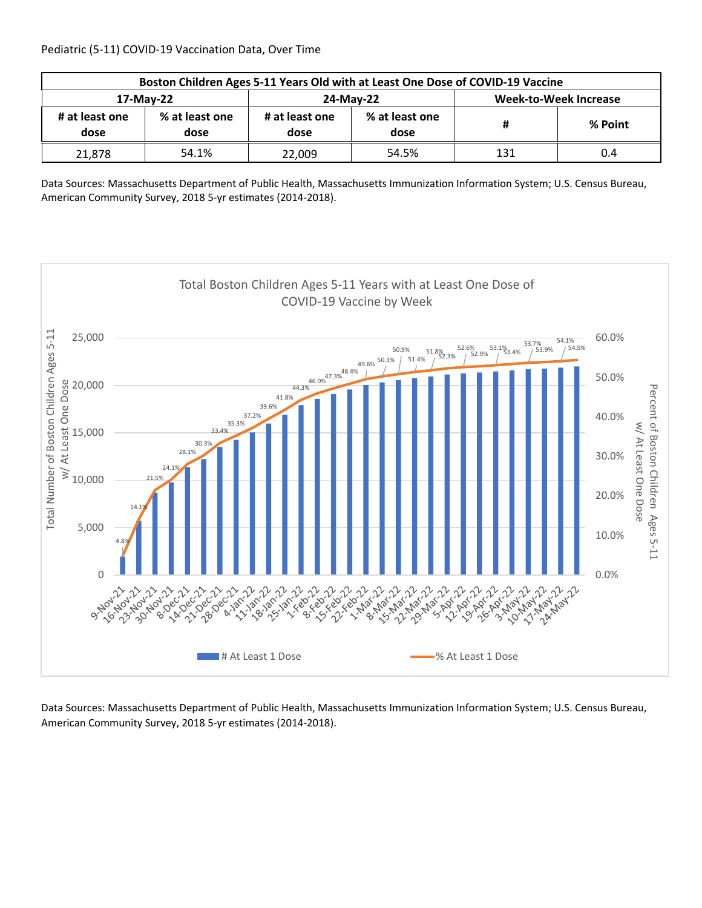Pediatric (5-11) COVID-19 Vaccination Data, Over Time

| Boston Children Ages 5-11 Years Old with at Least One Dose of COVID-19 Vaccine | | | | | |
|---|---|---|---|---|---|
| 17-May-22 | | 24-May-22 | | Week-to-Week Increase | |
| # at least one dose | % at least one dose | # at least one dose | % at least one dose | # | % Point |
| 21,878 | 54.1% | 22,009 | 54.5% | 131 | 0.4 |

Data Sources: Massachusetts Department of Public Health, Massachusetts Immunization Information System; U.S. Census Bureau, American Community Survey, 2018 5-yr estimates (2014-2018).

Total Boston Children Ages 5-11 Years with at Least One Dose of COVID-19 Vaccine by Week

| Week | % At Least 1 Dose |
|---|---|
| 9-Nov-21 | 4.8% |
| 16-Nov-21 | 14.1% |
| 23-Nov-21 | 21.5% |
| 30-Nov-21 | 24.1% |
| 8-Dec-21 | 28.1% |
| 14-Dec-21 | 30.3% |
| 21-Dec-21 | 33.4% |
| 28-Dec-21 | 35.3% |
| 4-Jan-22 | 37.2% |
| 11-Jan-22 | 39.6% |
| 18-Jan-22 | 41.8% |
| 25-Jan-22 | 44.3% |
| 1-Feb-22 | 46.0% |
| 8-Feb-22 | 47.3% |
| 15-Feb-22 | 48.4% |
| 22-Feb-22 | 49.6% |
| 1-Mar-22 | 50.3% |
| 8-Mar-22 | 50.9% |
| 15-Mar-22 | 51.4% |
| 22-Mar-22 | 51.8% |
| 29-Mar-22 | 52.3% |
| 5-Apr-22 | 52.6% |
| 12-Apr-22 | 52.9% |
| 19-Apr-22 | 53.1% |
| 26-Apr-22 | 53.4% |
| 3-May-22 | 53.7% |
| 10-May-22 | 53.9% |
| 17-May-22 | 54.1% |
| 24-May-22 | 54.5% |

Data Sources: Massachusetts Department of Public Health, Massachusetts Immunization Information System; U.S. Census Bureau, American Community Survey, 2018 5-yr estimates (2014-2018).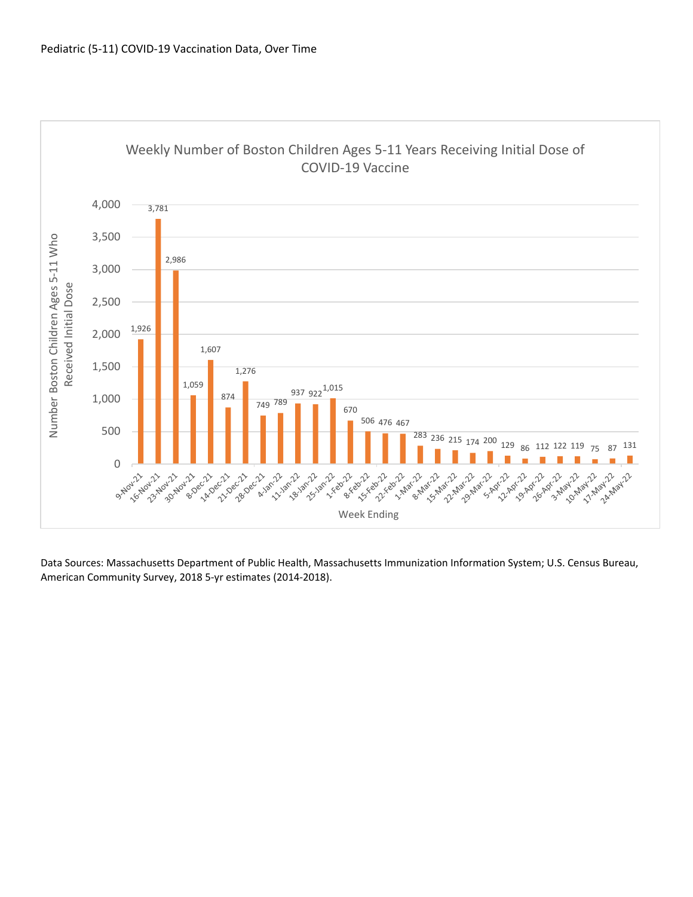Pediatric (5-11) COVID-19 Vaccination Data, Over Time

**Weekly Number of Boston Children Ages 5-11 Years Receiving Initial Dose of COVID-19 Vaccine**

| Week Ending | Number Boston Children Ages 5-11 Who Received Initial Dose |
|---|---|
| 9-Nov-21 | 1,926 |
| 16-Nov-21 | 3,781 |
| 23-Nov-21 | 2,986 |
| 30-Nov-21 | 1,059 |
| 8-Dec-21 | 1,607 |
| 14-Dec-21 | 874 |
| 21-Dec-21 | 1,276 |
| 28-Dec-21 | 749 |
| 4-Jan-22 | 789 |
| 11-Jan-22 | 937 |
| 18-Jan-22 | 922 |
| 25-Jan-22 | 1,015 |
| 1-Feb-22 | 670 |
| 8-Feb-22 | 506 |
| 15-Feb-22 | 476 |
| 22-Feb-22 | 467 |
| 1-Mar-22 | 283 |
| 8-Mar-22 | 236 |
| 15-Mar-22 | 215 |
| 22-Mar-22 | 174 |
| 29-Mar-22 | 200 |
| 5-Apr-22 | 129 |
| 12-Apr-22 | 86 |
| 19-Apr-22 | 112 |
| 26-Apr-22 | 122 |
| 3-May-22 | 119 |
| 10-May-22 | 75 |
| 17-May-22 | 87 |
| 24-May-22 | 131 |

Data Sources: Massachusetts Department of Public Health, Massachusetts Immunization Information System; U.S. Census Bureau, American Community Survey, 2018 5-yr estimates (2014-2018).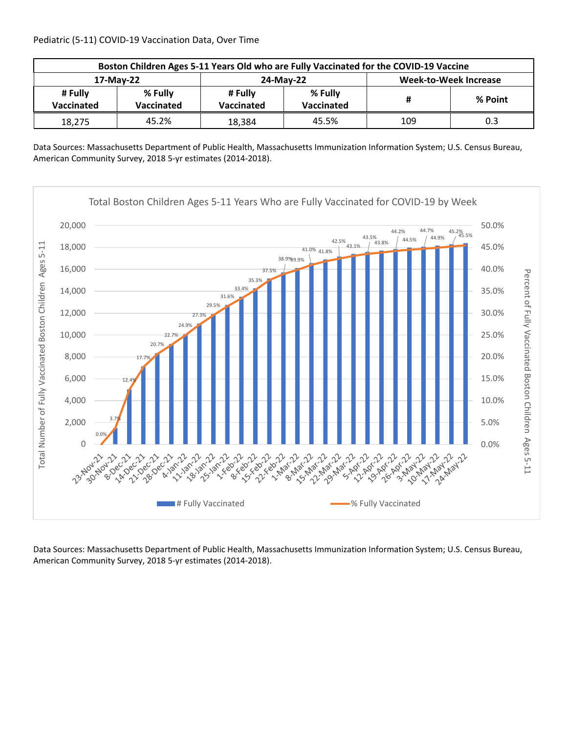Pediatric (5-11) COVID-19 Vaccination Data, Over Time

| Boston Children Ages 5-11 Years Old who are Fully Vaccinated for the COVID-19 Vaccine | | | | | |
|---|---|---|---|---|---|
| 17-May-22 | | 24-May-22 | | Week-to-Week Increase | |
| # Fully Vaccinated | % Fully Vaccinated | # Fully Vaccinated | % Fully Vaccinated | # | % Point |
| 18,275 | 45.2% | 18,384 | 45.5% | 109 | 0.3 |

Data Sources: Massachusetts Department of Public Health, Massachusetts Immunization Information System; U.S. Census Bureau, American Community Survey, 2018 5-yr estimates (2014-2018).

Total Boston Children Ages 5-11 Years Who are Fully Vaccinated for COVID-19 by Week

Data Sources: Massachusetts Department of Public Health, Massachusetts Immunization Information System; U.S. Census Bureau, American Community Survey, 2018 5-yr estimates (2014-2018).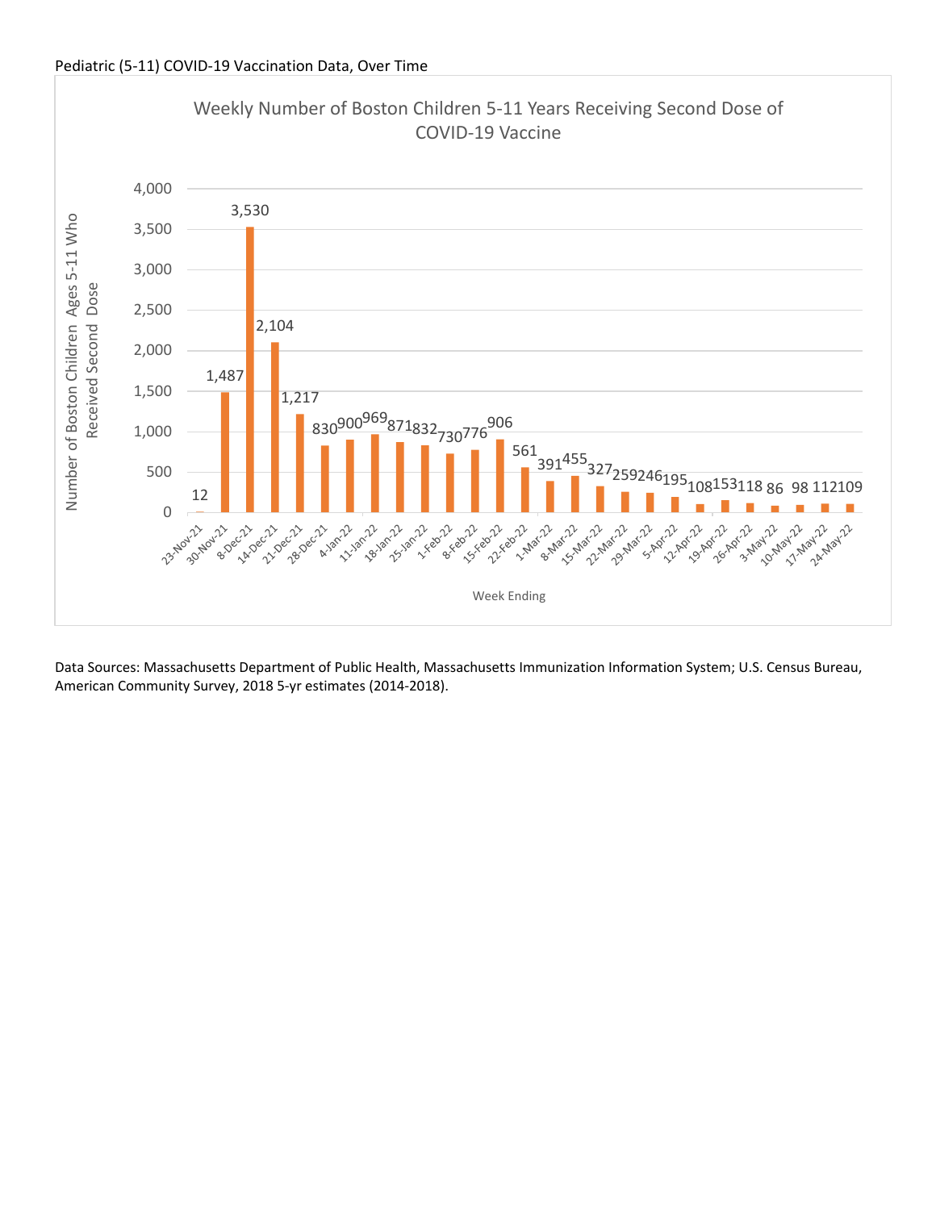Pediatric (5-11) COVID-19 Vaccination Data, Over Time

**Weekly Number of Boston Children 5-11 Years Receiving Second Dose of COVID-19 Vaccine**

| Week Ending | Number of Boston Children Ages 5-11 Who Received Second Dose |
|---|---|
| 23-Nov-21 | 12 |
| 30-Nov-21 | 1,487 |
| 8-Dec-21 | 3,530 |
| 14-Dec-21 | 2,104 |
| 21-Dec-21 | 1,217 |
| 28-Dec-21 | 830 |
| 4-Jan-22 | 900 |
| 11-Jan-22 | 969 |
| 18-Jan-22 | 871 |
| 25-Jan-22 | 832 |
| 1-Feb-22 | 730 |
| 8-Feb-22 | 776 |
| 15-Feb-22 | 906 |
| 22-Feb-22 | 561 |
| 1-Mar-22 | 391 |
| 8-Mar-22 | 455 |
| 15-Mar-22 | 327 |
| 22-Mar-22 | 259 |
| 29-Mar-22 | 246 |
| 5-Apr-22 | 195 |
| 12-Apr-22 | 108 |
| 19-Apr-22 | 153 |
| 26-Apr-22 | 118 |
| 3-May-22 | 86 |
| 10-May-22 | 98 |
| 17-May-22 | 112 |
| 24-May-22 | 109 |

Data Sources: Massachusetts Department of Public Health, Massachusetts Immunization Information System; U.S. Census Bureau, American Community Survey, 2018 5-yr estimates (2014-2018).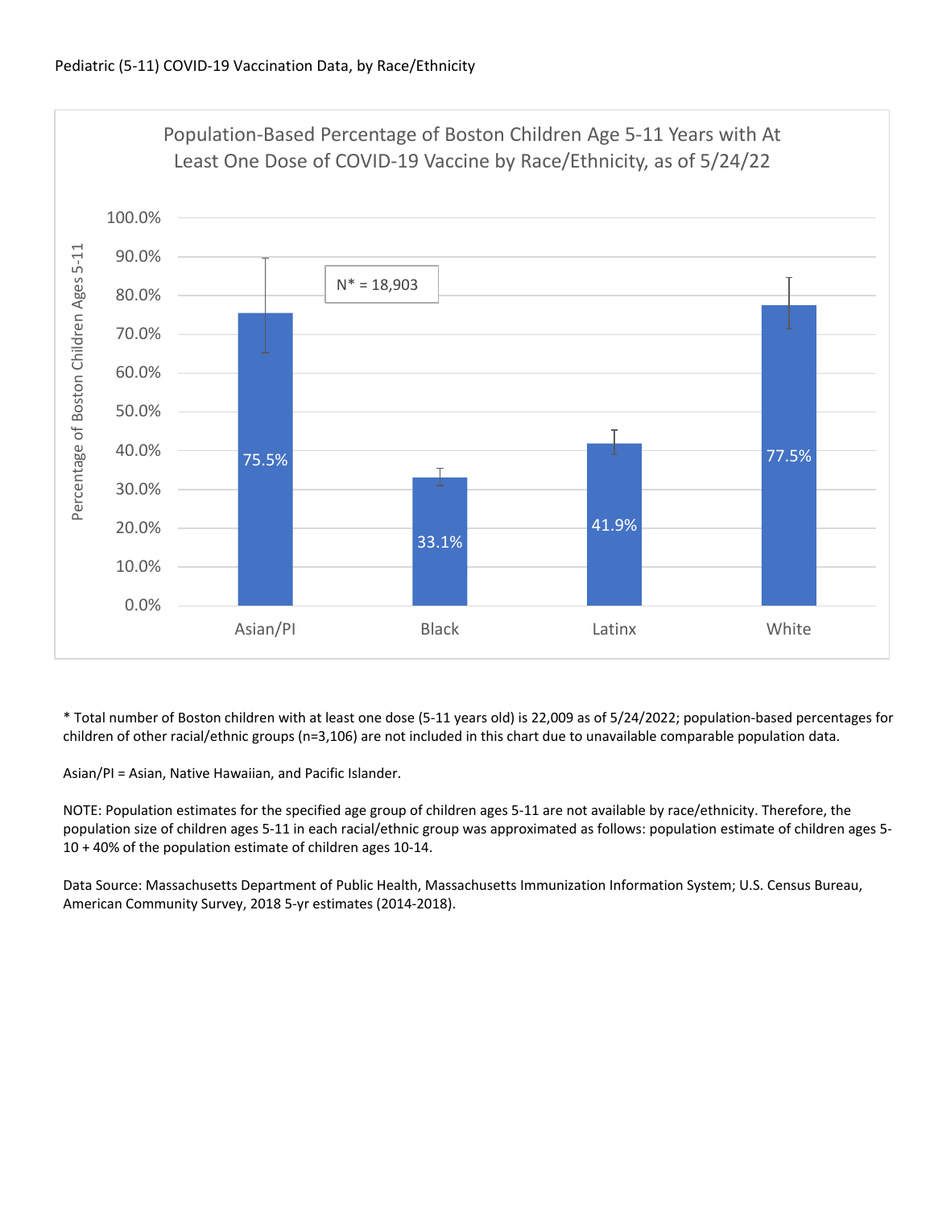Pediatric (5-11) COVID-19 Vaccination Data, by Race/Ethnicity

**Population-Based Percentage of Boston Children Age 5-11 Years with At Least One Dose of COVID-19 Vaccine by Race/Ethnicity, as of 5/24/22**

N* = 18,903

| Race/Ethnicity | Percentage of Boston Children Ages 5-11 |
| --- | --- |
| Asian/PI | 75.5% |
| Black | 33.1% |
| Latinx | 41.9% |
| White | 77.5% |

\* Total number of Boston children with at least one dose (5-11 years old) is 22,009 as of 5/24/2022; population-based percentages for children of other racial/ethnic groups (n=3,106) are not included in this chart due to unavailable comparable population data.

Asian/PI = Asian, Native Hawaiian, and Pacific Islander.

NOTE: Population estimates for the specified age group of children ages 5-11 are not available by race/ethnicity. Therefore, the population size of children ages 5-11 in each racial/ethnic group was approximated as follows: population estimate of children ages 5-10 + 40% of the population estimate of children ages 10-14.

Data Source: Massachusetts Department of Public Health, Massachusetts Immunization Information System; U.S. Census Bureau, American Community Survey, 2018 5-yr estimates (2014-2018).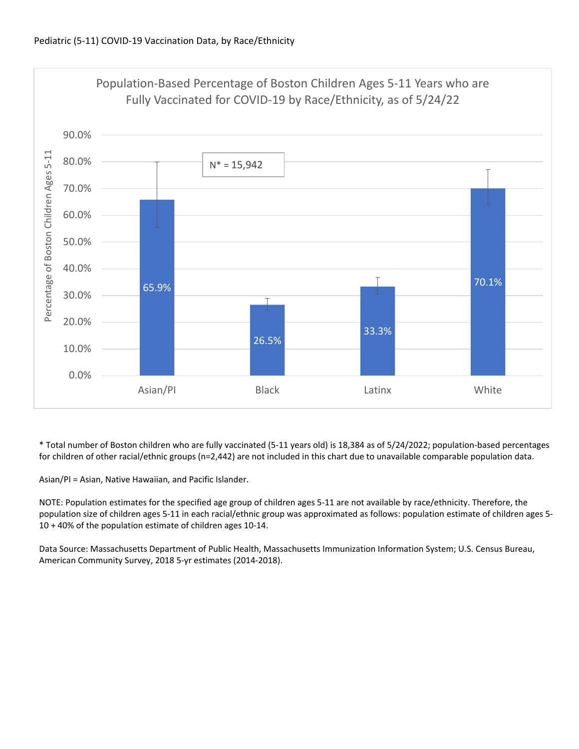Pediatric (5-11) COVID-19 Vaccination Data, by Race/Ethnicity

**Population-Based Percentage of Boston Children Ages 5-11 Years who are Fully Vaccinated for COVID-19 by Race/Ethnicity, as of 5/24/22**

N* = 15,942

| Race/Ethnicity | Percentage of Boston Children Ages 5-11 |
|---|---|
| Asian/PI | 65.9% |
| Black | 26.5% |
| Latinx | 33.3% |
| White | 70.1% |

\* Total number of Boston children who are fully vaccinated (5-11 years old) is 18,384 as of 5/24/2022; population-based percentages for children of other racial/ethnic groups (n=2,442) are not included in this chart due to unavailable comparable population data.

Asian/PI = Asian, Native Hawaiian, and Pacific Islander.

NOTE: Population estimates for the specified age group of children ages 5-11 are not available by race/ethnicity. Therefore, the population size of children ages 5-11 in each racial/ethnic group was approximated as follows: population estimate of children ages 5-10 + 40% of the population estimate of children ages 10-14.

Data Source: Massachusetts Department of Public Health, Massachusetts Immunization Information System; U.S. Census Bureau, American Community Survey, 2018 5-yr estimates (2014-2018).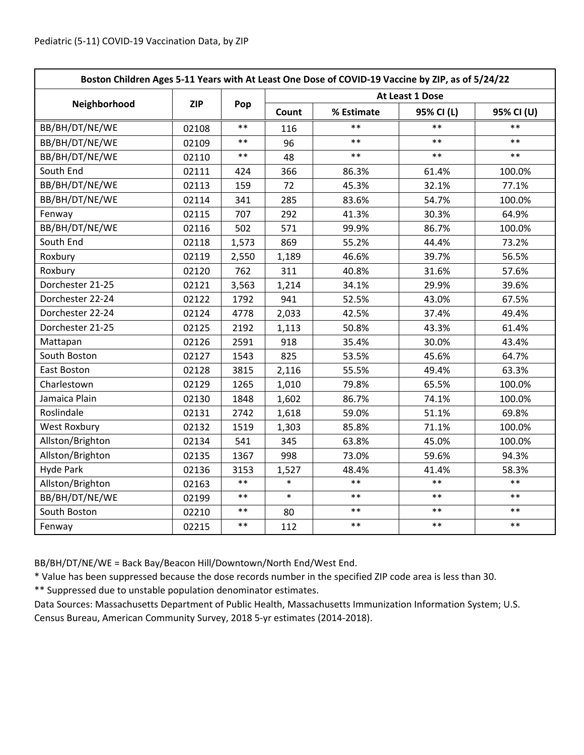Pediatric (5-11) COVID-19 Vaccination Data, by ZIP

| Boston Children Ages 5-11 Years with At Least One Dose of COVID-19 Vaccine by ZIP, as of 5/24/22 | | | | | | |
|---|---|---|---|---|---|---|
| Neighborhood | ZIP | Pop | At Least 1 Dose | | | |
| | | | Count | % Estimate | 95% CI (L) | 95% CI (U) |
| BB/BH/DT/NE/WE | 02108 | ** | 116 | ** | ** | ** |
| BB/BH/DT/NE/WE | 02109 | ** | 96 | ** | ** | ** |
| BB/BH/DT/NE/WE | 02110 | ** | 48 | ** | ** | ** |
| South End | 02111 | 424 | 366 | 86.3% | 61.4% | 100.0% |
| BB/BH/DT/NE/WE | 02113 | 159 | 72 | 45.3% | 32.1% | 77.1% |
| BB/BH/DT/NE/WE | 02114 | 341 | 285 | 83.6% | 54.7% | 100.0% |
| Fenway | 02115 | 707 | 292 | 41.3% | 30.3% | 64.9% |
| BB/BH/DT/NE/WE | 02116 | 502 | 571 | 99.9% | 86.7% | 100.0% |
| South End | 02118 | 1,573 | 869 | 55.2% | 44.4% | 73.2% |
| Roxbury | 02119 | 2,550 | 1,189 | 46.6% | 39.7% | 56.5% |
| Roxbury | 02120 | 762 | 311 | 40.8% | 31.6% | 57.6% |
| Dorchester 21-25 | 02121 | 3,563 | 1,214 | 34.1% | 29.9% | 39.6% |
| Dorchester 22-24 | 02122 | 1792 | 941 | 52.5% | 43.0% | 67.5% |
| Dorchester 22-24 | 02124 | 4778 | 2,033 | 42.5% | 37.4% | 49.4% |
| Dorchester 21-25 | 02125 | 2192 | 1,113 | 50.8% | 43.3% | 61.4% |
| Mattapan | 02126 | 2591 | 918 | 35.4% | 30.0% | 43.4% |
| South Boston | 02127 | 1543 | 825 | 53.5% | 45.6% | 64.7% |
| East Boston | 02128 | 3815 | 2,116 | 55.5% | 49.4% | 63.3% |
| Charlestown | 02129 | 1265 | 1,010 | 79.8% | 65.5% | 100.0% |
| Jamaica Plain | 02130 | 1848 | 1,602 | 86.7% | 74.1% | 100.0% |
| Roslindale | 02131 | 2742 | 1,618 | 59.0% | 51.1% | 69.8% |
| West Roxbury | 02132 | 1519 | 1,303 | 85.8% | 71.1% | 100.0% |
| Allston/Brighton | 02134 | 541 | 345 | 63.8% | 45.0% | 100.0% |
| Allston/Brighton | 02135 | 1367 | 998 | 73.0% | 59.6% | 94.3% |
| Hyde Park | 02136 | 3153 | 1,527 | 48.4% | 41.4% | 58.3% |
| Allston/Brighton | 02163 | ** | * | ** | ** | ** |
| BB/BH/DT/NE/WE | 02199 | ** | * | ** | ** | ** |
| South Boston | 02210 | ** | 80 | ** | ** | ** |
| Fenway | 02215 | ** | 112 | ** | ** | ** |

BB/BH/DT/NE/WE = Back Bay/Beacon Hill/Downtown/North End/West End.

* Value has been suppressed because the dose records number in the specified ZIP code area is less than 30.

** Suppressed due to unstable population denominator estimates.

Data Sources: Massachusetts Department of Public Health, Massachusetts Immunization Information System; U.S. Census Bureau, American Community Survey, 2018 5-yr estimates (2014-2018).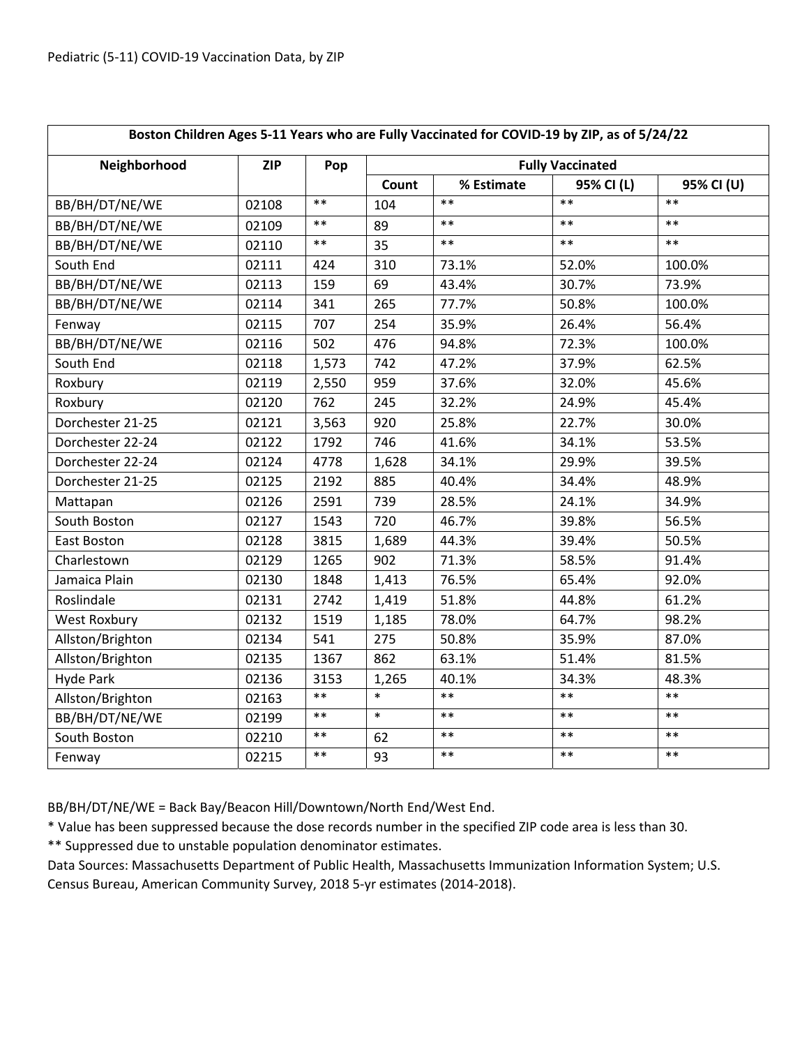Pediatric (5-11) COVID-19 Vaccination Data, by ZIP

| Boston Children Ages 5-11 Years who are Fully Vaccinated for COVID-19 by ZIP, as of 5/24/22 | | | | | | |
|---|---|---|---|---|---|---|
| Neighborhood | ZIP | Pop | Fully Vaccinated | | | |
| | | | Count | % Estimate | 95% CI (L) | 95% CI (U) |
| BB/BH/DT/NE/WE | 02108 | ** | 104 | ** | ** | ** |
| BB/BH/DT/NE/WE | 02109 | ** | 89 | ** | ** | ** |
| BB/BH/DT/NE/WE | 02110 | ** | 35 | ** | ** | ** |
| South End | 02111 | 424 | 310 | 73.1% | 52.0% | 100.0% |
| BB/BH/DT/NE/WE | 02113 | 159 | 69 | 43.4% | 30.7% | 73.9% |
| BB/BH/DT/NE/WE | 02114 | 341 | 265 | 77.7% | 50.8% | 100.0% |
| Fenway | 02115 | 707 | 254 | 35.9% | 26.4% | 56.4% |
| BB/BH/DT/NE/WE | 02116 | 502 | 476 | 94.8% | 72.3% | 100.0% |
| South End | 02118 | 1,573 | 742 | 47.2% | 37.9% | 62.5% |
| Roxbury | 02119 | 2,550 | 959 | 37.6% | 32.0% | 45.6% |
| Roxbury | 02120 | 762 | 245 | 32.2% | 24.9% | 45.4% |
| Dorchester 21-25 | 02121 | 3,563 | 920 | 25.8% | 22.7% | 30.0% |
| Dorchester 22-24 | 02122 | 1792 | 746 | 41.6% | 34.1% | 53.5% |
| Dorchester 22-24 | 02124 | 4778 | 1,628 | 34.1% | 29.9% | 39.5% |
| Dorchester 21-25 | 02125 | 2192 | 885 | 40.4% | 34.4% | 48.9% |
| Mattapan | 02126 | 2591 | 739 | 28.5% | 24.1% | 34.9% |
| South Boston | 02127 | 1543 | 720 | 46.7% | 39.8% | 56.5% |
| East Boston | 02128 | 3815 | 1,689 | 44.3% | 39.4% | 50.5% |
| Charlestown | 02129 | 1265 | 902 | 71.3% | 58.5% | 91.4% |
| Jamaica Plain | 02130 | 1848 | 1,413 | 76.5% | 65.4% | 92.0% |
| Roslindale | 02131 | 2742 | 1,419 | 51.8% | 44.8% | 61.2% |
| West Roxbury | 02132 | 1519 | 1,185 | 78.0% | 64.7% | 98.2% |
| Allston/Brighton | 02134 | 541 | 275 | 50.8% | 35.9% | 87.0% |
| Allston/Brighton | 02135 | 1367 | 862 | 63.1% | 51.4% | 81.5% |
| Hyde Park | 02136 | 3153 | 1,265 | 40.1% | 34.3% | 48.3% |
| Allston/Brighton | 02163 | ** | * | ** | ** | ** |
| BB/BH/DT/NE/WE | 02199 | ** | * | ** | ** | ** |
| South Boston | 02210 | ** | 62 | ** | ** | ** |
| Fenway | 02215 | ** | 93 | ** | ** | ** |

BB/BH/DT/NE/WE = Back Bay/Beacon Hill/Downtown/North End/West End.

* Value has been suppressed because the dose records number in the specified ZIP code area is less than 30.

** Suppressed due to unstable population denominator estimates.

Data Sources: Massachusetts Department of Public Health, Massachusetts Immunization Information System; U.S. Census Bureau, American Community Survey, 2018 5-yr estimates (2014-2018).